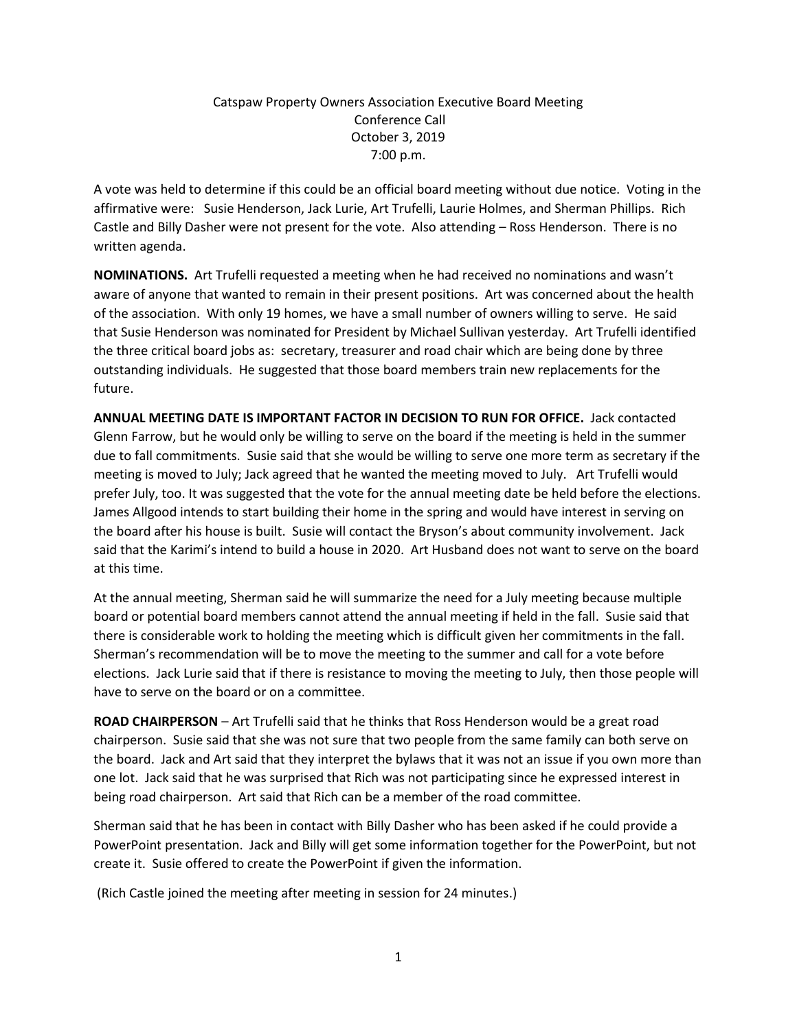Catspaw Property Owners Association Executive Board Meeting
Conference Call
October 3, 2019
7:00 p.m.

A vote was held to determine if this could be an official board meeting without due notice. Voting in the affirmative were: Susie Henderson, Jack Lurie, Art Trufelli, Laurie Holmes, and Sherman Phillips. Rich Castle and Billy Dasher were not present for the vote. Also attending – Ross Henderson. There is no written agenda.

**NOMINATIONS.** Art Trufelli requested a meeting when he had received no nominations and wasn't aware of anyone that wanted to remain in their present positions. Art was concerned about the health of the association. With only 19 homes, we have a small number of owners willing to serve. He said that Susie Henderson was nominated for President by Michael Sullivan yesterday. Art Trufelli identified the three critical board jobs as: secretary, treasurer and road chair which are being done by three outstanding individuals. He suggested that those board members train new replacements for the future.

**ANNUAL MEETING DATE IS IMPORTANT FACTOR IN DECISION TO RUN FOR OFFICE.** Jack contacted Glenn Farrow, but he would only be willing to serve on the board if the meeting is held in the summer due to fall commitments. Susie said that she would be willing to serve one more term as secretary if the meeting is moved to July; Jack agreed that he wanted the meeting moved to July. Art Trufelli would prefer July, too. It was suggested that the vote for the annual meeting date be held before the elections. James Allgood intends to start building their home in the spring and would have interest in serving on the board after his house is built. Susie will contact the Bryson's about community involvement. Jack said that the Karimi's intend to build a house in 2020. Art Husband does not want to serve on the board at this time.

At the annual meeting, Sherman said he will summarize the need for a July meeting because multiple board or potential board members cannot attend the annual meeting if held in the fall. Susie said that there is considerable work to holding the meeting which is difficult given her commitments in the fall. Sherman's recommendation will be to move the meeting to the summer and call for a vote before elections. Jack Lurie said that if there is resistance to moving the meeting to July, then those people will have to serve on the board or on a committee.

**ROAD CHAIRPERSON** – Art Trufelli said that he thinks that Ross Henderson would be a great road chairperson. Susie said that she was not sure that two people from the same family can both serve on the board. Jack and Art said that they interpret the bylaws that it was not an issue if you own more than one lot. Jack said that he was surprised that Rich was not participating since he expressed interest in being road chairperson. Art said that Rich can be a member of the road committee.

Sherman said that he has been in contact with Billy Dasher who has been asked if he could provide a PowerPoint presentation. Jack and Billy will get some information together for the PowerPoint, but not create it. Susie offered to create the PowerPoint if given the information.

(Rich Castle joined the meeting after meeting in session for 24 minutes.)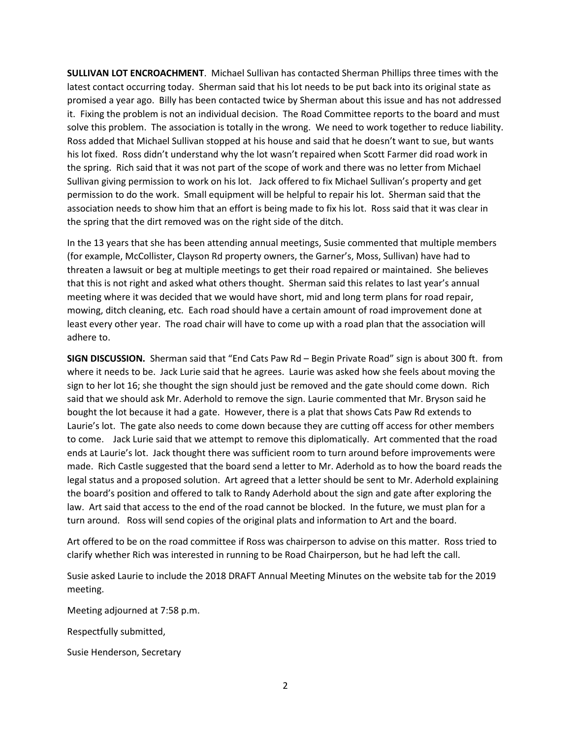**SULLIVAN LOT ENCROACHMENT**. Michael Sullivan has contacted Sherman Phillips three times with the latest contact occurring today. Sherman said that his lot needs to be put back into its original state as promised a year ago. Billy has been contacted twice by Sherman about this issue and has not addressed it. Fixing the problem is not an individual decision. The Road Committee reports to the board and must solve this problem. The association is totally in the wrong. We need to work together to reduce liability. Ross added that Michael Sullivan stopped at his house and said that he doesn't want to sue, but wants his lot fixed. Ross didn't understand why the lot wasn't repaired when Scott Farmer did road work in the spring. Rich said that it was not part of the scope of work and there was no letter from Michael Sullivan giving permission to work on his lot. Jack offered to fix Michael Sullivan's property and get permission to do the work. Small equipment will be helpful to repair his lot. Sherman said that the association needs to show him that an effort is being made to fix his lot. Ross said that it was clear in the spring that the dirt removed was on the right side of the ditch.

In the 13 years that she has been attending annual meetings, Susie commented that multiple members (for example, McCollister, Clayson Rd property owners, the Garner's, Moss, Sullivan) have had to threaten a lawsuit or beg at multiple meetings to get their road repaired or maintained. She believes that this is not right and asked what others thought. Sherman said this relates to last year's annual meeting where it was decided that we would have short, mid and long term plans for road repair, mowing, ditch cleaning, etc. Each road should have a certain amount of road improvement done at least every other year. The road chair will have to come up with a road plan that the association will adhere to.

**SIGN DISCUSSION.** Sherman said that "End Cats Paw Rd – Begin Private Road" sign is about 300 ft. from where it needs to be. Jack Lurie said that he agrees. Laurie was asked how she feels about moving the sign to her lot 16; she thought the sign should just be removed and the gate should come down. Rich said that we should ask Mr. Aderhold to remove the sign. Laurie commented that Mr. Bryson said he bought the lot because it had a gate. However, there is a plat that shows Cats Paw Rd extends to Laurie's lot. The gate also needs to come down because they are cutting off access for other members to come. Jack Lurie said that we attempt to remove this diplomatically. Art commented that the road ends at Laurie's lot. Jack thought there was sufficient room to turn around before improvements were made. Rich Castle suggested that the board send a letter to Mr. Aderhold as to how the board reads the legal status and a proposed solution. Art agreed that a letter should be sent to Mr. Aderhold explaining the board's position and offered to talk to Randy Aderhold about the sign and gate after exploring the law. Art said that access to the end of the road cannot be blocked. In the future, we must plan for a turn around. Ross will send copies of the original plats and information to Art and the board.

Art offered to be on the road committee if Ross was chairperson to advise on this matter. Ross tried to clarify whether Rich was interested in running to be Road Chairperson, but he had left the call.

Susie asked Laurie to include the 2018 DRAFT Annual Meeting Minutes on the website tab for the 2019 meeting.

Meeting adjourned at 7:58 p.m.

Respectfully submitted,

Susie Henderson, Secretary